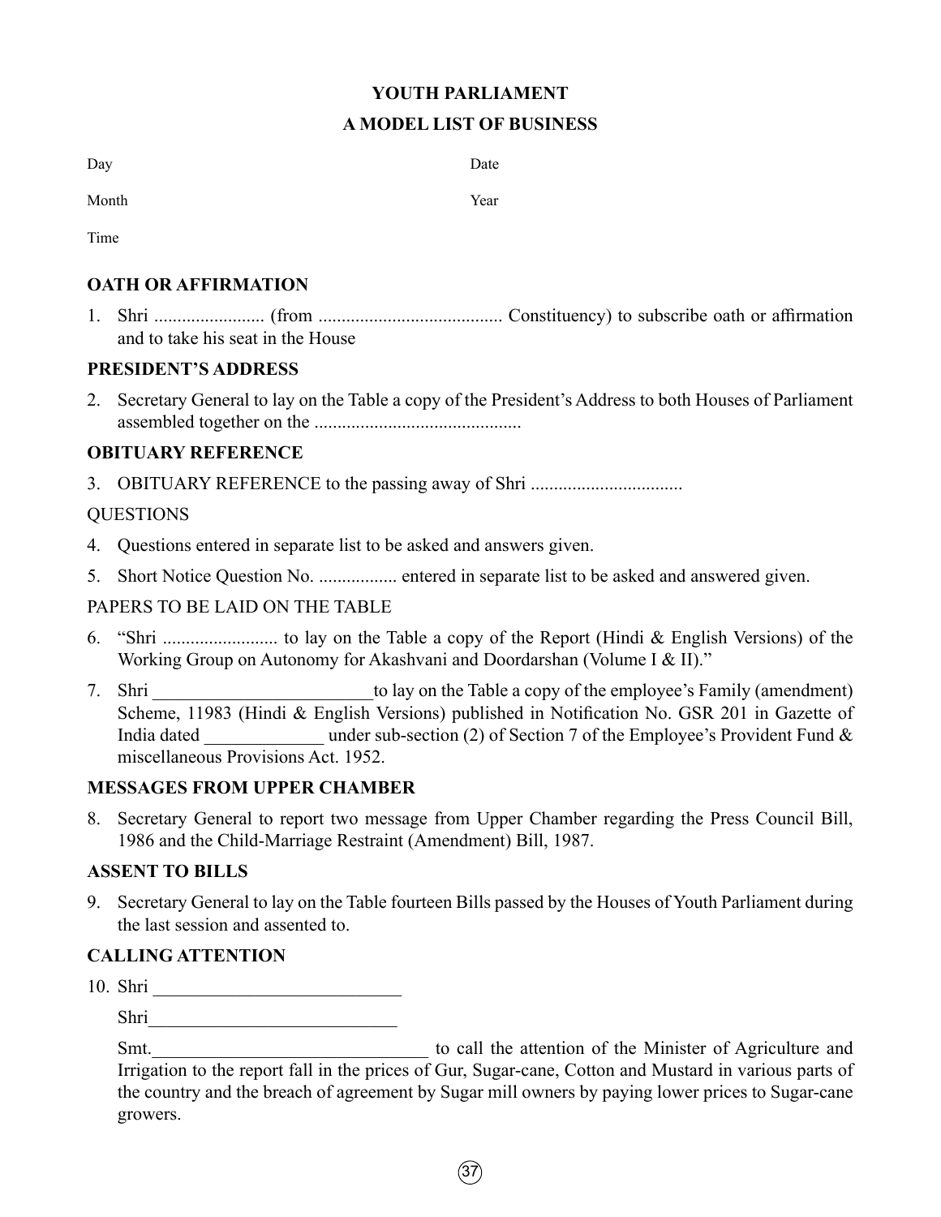# YOUTH PARLIAMENT

## A MODEL LIST OF BUSINESS

Day Date

Month Year

Time

### OATH OR AFFIRMATION

1. Shri ........................ (from ........................................ Constituency) to subscribe oath or affirmation and to take his seat in the House

### PRESIDENT'S ADDRESS

2. Secretary General to lay on the Table a copy of the President's Address to both Houses of Parliament assembled together on the .............................................

### OBITUARY REFERENCE

3. OBITUARY REFERENCE to the passing away of Shri .................................

QUESTIONS

4. Questions entered in separate list to be asked and answers given.
5. Short Notice Question No. ................. entered in separate list to be asked and answered given.

PAPERS TO BE LAID ON THE TABLE

6. "Shri ......................... to lay on the Table a copy of the Report (Hindi & English Versions) of the Working Group on Autonomy for Akashvani and Doordarshan (Volume I & II)."
7. Shri ________________________to lay on the Table a copy of the employee's Family (amendment) Scheme, 11983 (Hindi & English Versions) published in Notification No. GSR 201 in Gazette of India dated _____________ under sub-section (2) of Section 7 of the Employee's Provident Fund & miscellaneous Provisions Act. 1952.

### MESSAGES FROM UPPER CHAMBER

8. Secretary General to report two message from Upper Chamber regarding the Press Council Bill, 1986 and the Child-Marriage Restraint (Amendment) Bill, 1987.

### ASSENT TO BILLS

9. Secretary General to lay on the Table fourteen Bills passed by the Houses of Youth Parliament during the last session and assented to.

### CALLING ATTENTION

10. Shri ___________________________

    Shri___________________________

    Smt.______________________________ to call the attention of the Minister of Agriculture and Irrigation to the report fall in the prices of Gur, Sugar-cane, Cotton and Mustard in various parts of the country and the breach of agreement by Sugar mill owners by paying lower prices to Sugar-cane growers.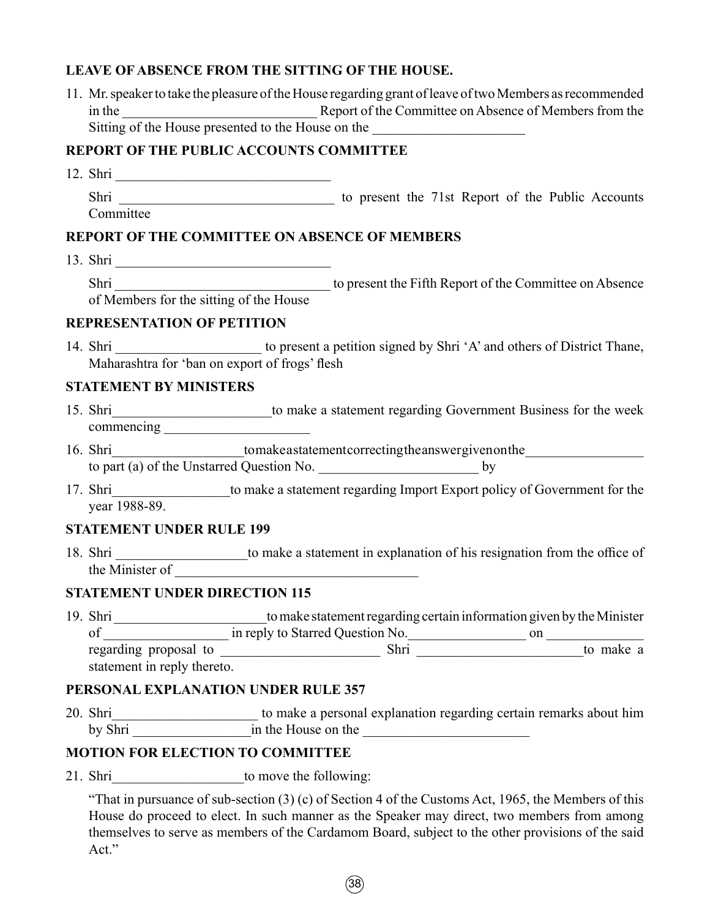**LEAVE OF ABSENCE FROM THE SITTING OF THE HOUSE.**

11. Mr. speaker to take the pleasure of the House regarding grant of leave of two Members as recommended in the ____________________________ Report of the Committee on Absence of Members from the Sitting of the House presented to the House on the ______________________

**REPORT OF THE PUBLIC ACCOUNTS COMMITTEE**

12. Shri _______________________________

    Shri _______________________________ to present the 71st Report of the Public Accounts Committee

**REPORT OF THE COMMITTEE ON ABSENCE OF MEMBERS**

13. Shri _______________________________

    Shri _______________________________ to present the Fifth Report of the Committee on Absence of Members for the sitting of the House

**REPRESENTATION OF PETITION**

14. Shri _____________________ to present a petition signed by Shri 'A' and others of District Thane, Maharashtra for 'ban on export of frogs' flesh

**STATEMENT BY MINISTERS**

15. Shri_______________________to make a statement regarding Government Business for the week commencing _____________________

16. Shri__________________to make a statement correcting the answer given on the________________ to part (a) of the Unstarred Question No. _______________________ by

17. Shri________________to make a statement regarding Import Export policy of Government for the year 1988-89.

**STATEMENT UNDER RULE 199**

18. Shri ___________________to make a statement in explanation of his resignation from the office of the Minister of ___________________________________

**STATEMENT UNDER DIRECTION 115**

19. Shri ______________________to make statement regarding certain information given by the Minister of _________________ in reply to Starred Question No._________________ on ______________ regarding proposal to _______________________ Shri ________________________to make a statement in reply thereto.

**PERSONAL EXPLANATION UNDER RULE 357**

20. Shri_____________________ to make a personal explanation regarding certain remarks about him by Shri _________________in the House on the ________________________

**MOTION FOR ELECTION TO COMMITTEE**

21. Shri___________________to move the following:

    "That in pursuance of sub-section (3) (c) of Section 4 of the Customs Act, 1965, the Members of this House do proceed to elect. In such manner as the Speaker may direct, two members from among themselves to serve as members of the Cardamom Board, subject to the other provisions of the said Act."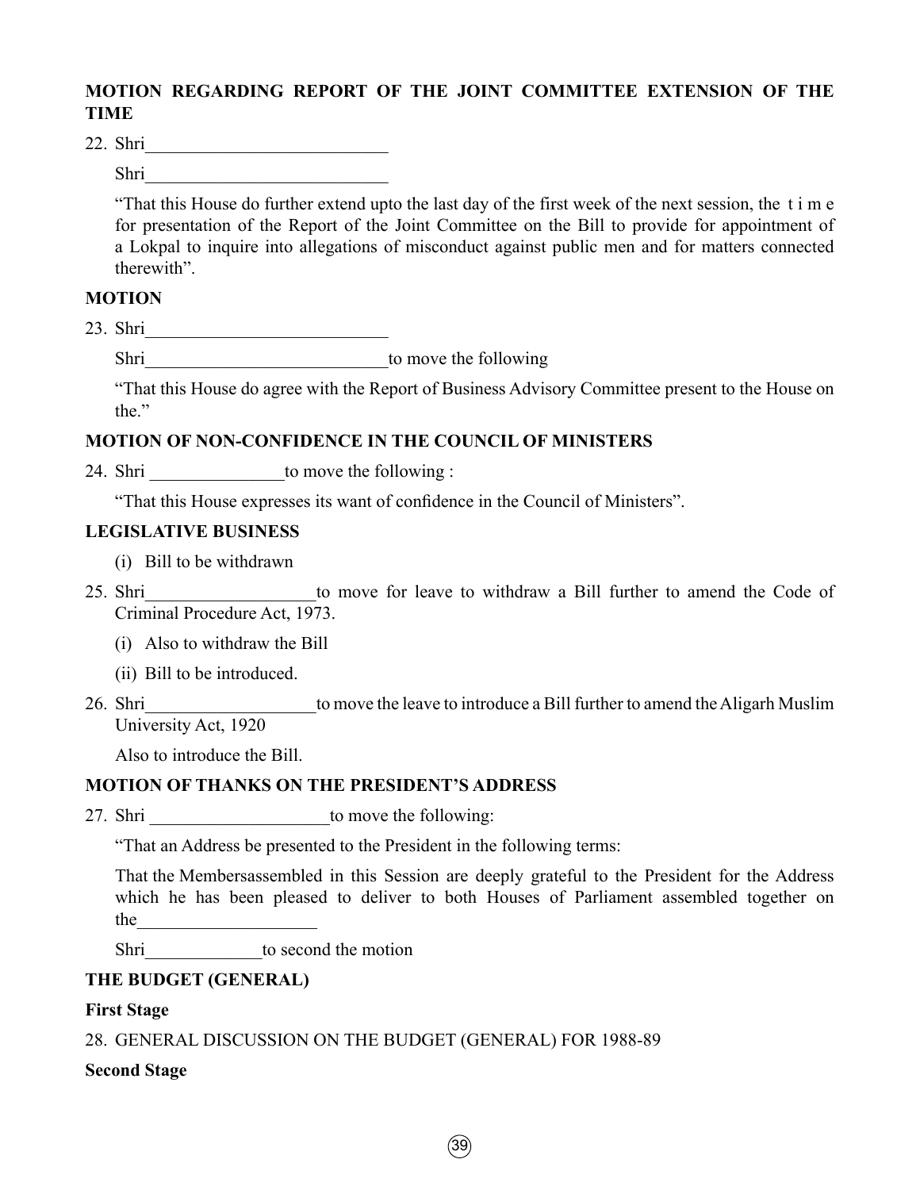**MOTION REGARDING REPORT OF THE JOINT COMMITTEE EXTENSION OF THE TIME**

22. Shri___________________________

    Shri___________________________

    "That this House do further extend upto the last day of the first week of the next session, the t i m e for presentation of the Report of the Joint Committee on the Bill to provide for appointment of a Lokpal to inquire into allegations of misconduct against public men and for matters connected therewith".

**MOTION**

23. Shri___________________________

    Shri___________________________to move the following

    "That this House do agree with the Report of Business Advisory Committee present to the House on the."

**MOTION OF NON-CONFIDENCE IN THE COUNCIL OF MINISTERS**

24. Shri _______________to move the following :

    "That this House expresses its want of confidence in the Council of Ministers".

**LEGISLATIVE BUSINESS**

(i) Bill to be withdrawn

25. Shri__________________to move for leave to withdraw a Bill further to amend the Code of Criminal Procedure Act, 1973.

    (i) Also to withdraw the Bill

    (ii) Bill to be introduced.

26. Shri__________________to move the leave to introduce a Bill further to amend the Aligarh Muslim University Act, 1920

    Also to introduce the Bill.

**MOTION OF THANKS ON THE PRESIDENT'S ADDRESS**

27. Shri ____________________to move the following:

    "That an Address be presented to the President in the following terms:

    That the Membersassembled in this Session are deeply grateful to the President for the Address which he has been pleased to deliver to both Houses of Parliament assembled together on the____________________

    Shri_____________to second the motion

**THE BUDGET (GENERAL)**

**First Stage**

28. GENERAL DISCUSSION ON THE BUDGET (GENERAL) FOR 1988-89

**Second Stage**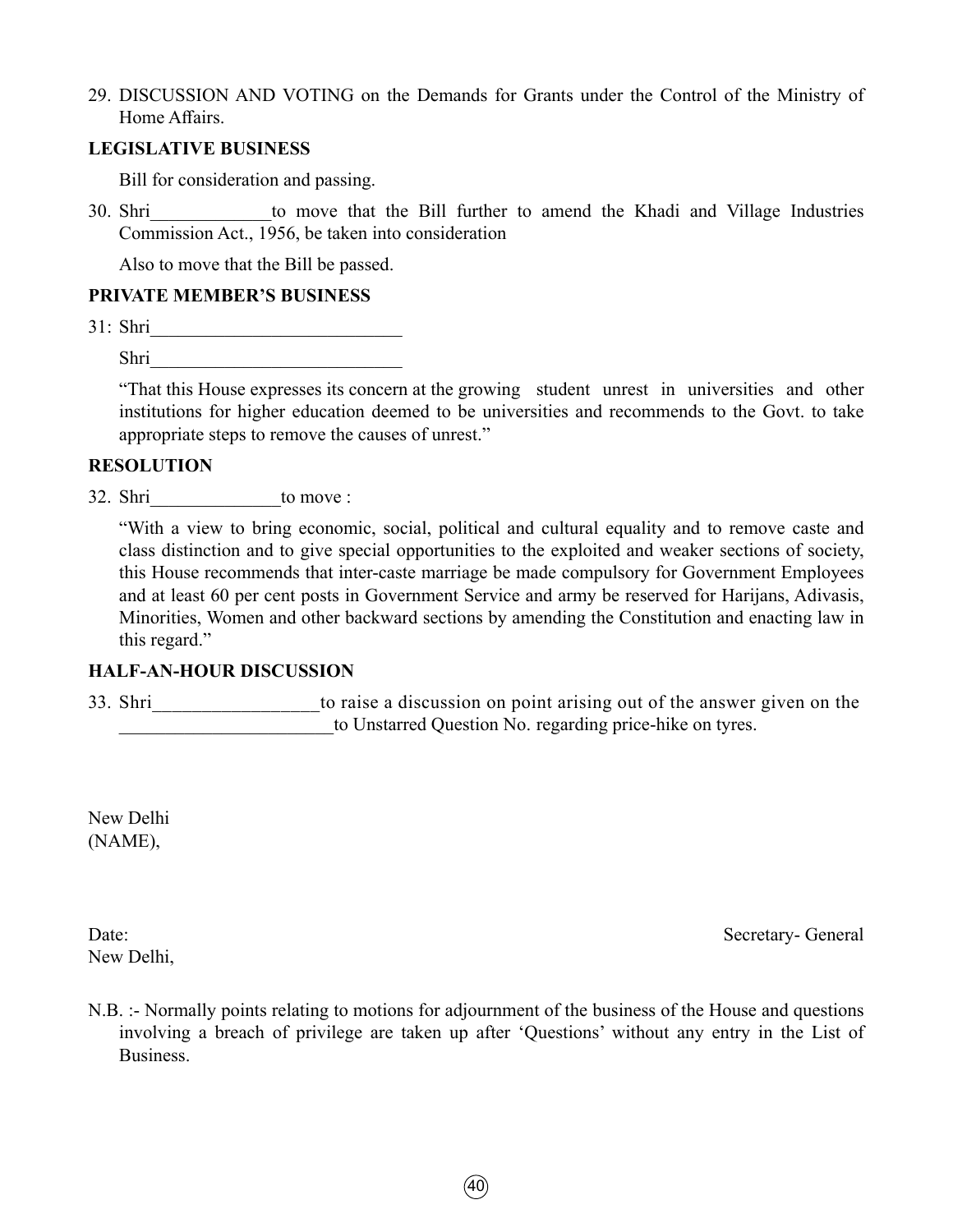29. DISCUSSION AND VOTING on the Demands for Grants under the Control of the Ministry of Home Affairs.

**LEGISLATIVE BUSINESS**

Bill for consideration and passing.

30. Shri_____________to move that the Bill further to amend the Khadi and Village Industries Commission Act., 1956, be taken into consideration

Also to move that the Bill be passed.

**PRIVATE MEMBER'S BUSINESS**

31: Shri___________________________

Shri___________________________

"That this House expresses its concern at the growing student unrest in universities and other institutions for higher education deemed to be universities and recommends to the Govt. to take appropriate steps to remove the causes of unrest."

**RESOLUTION**

32. Shri______________to move :

"With a view to bring economic, social, political and cultural equality and to remove caste and class distinction and to give special opportunities to the exploited and weaker sections of society, this House recommends that inter-caste marriage be made compulsory for Government Employees and at least 60 per cent posts in Government Service and army be reserved for Harijans, Adivasis, Minorities, Women and other backward sections by amending the Constitution and enacting law in this regard."

**HALF-AN-HOUR DISCUSSION**

33. Shri__________________to raise a discussion on point arising out of the answer given on the _______________________to Unstarred Question No. regarding price-hike on tyres.

New Delhi
(NAME),

Date: Secretary- General
New Delhi,

N.B. :- Normally points relating to motions for adjournment of the business of the House and questions involving a breach of privilege are taken up after 'Questions' without any entry in the List of Business.